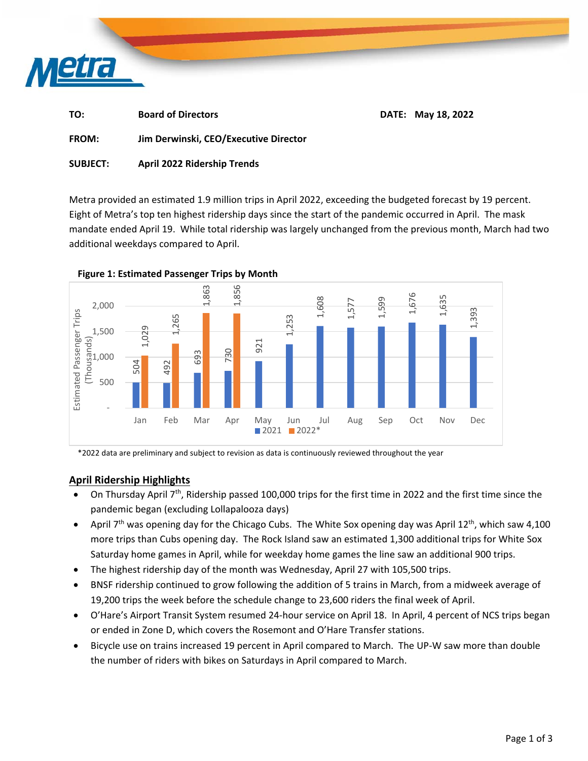Metra

**TO:** Board of Directors **DATE:** May 18, 2022

**FROM:** Jim Derwinski, CEO/Executive Director

**SUBJECT:** April 2022 Ridership Trends

Metra provided an estimated 1.9 million trips in April 2022, exceeding the budgeted forecast by 19 percent. Eight of Metra's top ten highest ridership days since the start of the pandemic occurred in April. The mask mandate ended April 19. While total ridership was largely unchanged from the previous month, March had two additional weekdays compared to April.

**Figure 1: Estimated Passenger Trips by Month**

Estimated Passenger Trips (Thousands)

2,000
1,500
1,000
500
-

Jan: 504, 1,029
Feb: 492, 1,265
Mar: 693, 1,863
Apr: 730, 1,856
May: 921
Jun: 1,253
Jul: 1,608
Aug: 1,577
Sep: 1,599
Oct: 1,676
Nov: 1,635
Dec: 1,393

2021 2022*

*2022 data are preliminary and subject to revision as data is continuously reviewed throughout the year

## April Ridership Highlights

- On Thursday April 7th, Ridership passed 100,000 trips for the first time in 2022 and the first time since the pandemic began (excluding Lollapalooza days)
- April 7th was opening day for the Chicago Cubs. The White Sox opening day was April 12th, which saw 4,100 more trips than Cubs opening day. The Rock Island saw an estimated 1,300 additional trips for White Sox Saturday home games in April, while for weekday home games the line saw an additional 900 trips.
- The highest ridership day of the month was Wednesday, April 27 with 105,500 trips.
- BNSF ridership continued to grow following the addition of 5 trains in March, from a midweek average of 19,200 trips the week before the schedule change to 23,600 riders the final week of April.
- O'Hare's Airport Transit System resumed 24-hour service on April 18. In April, 4 percent of NCS trips began or ended in Zone D, which covers the Rosemont and O'Hare Transfer stations.
- Bicycle use on trains increased 19 percent in April compared to March. The UP-W saw more than double the number of riders with bikes on Saturdays in April compared to March.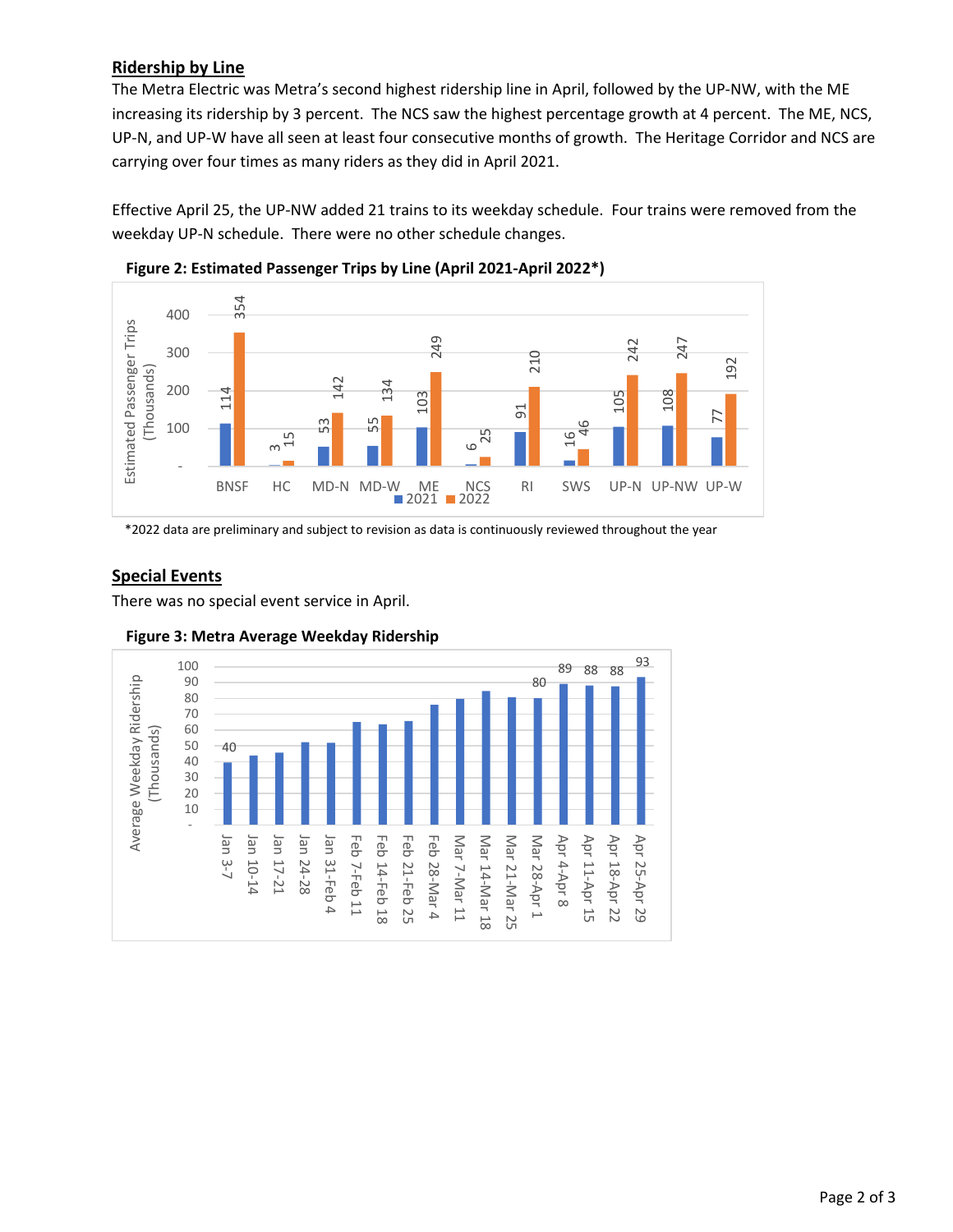## Ridership by Line

The Metra Electric was Metra's second highest ridership line in April, followed by the UP-NW, with the ME increasing its ridership by 3 percent. The NCS saw the highest percentage growth at 4 percent. The ME, NCS, UP-N, and UP-W have all seen at least four consecutive months of growth. The Heritage Corridor and NCS are carrying over four times as many riders as they did in April 2021.

Effective April 25, the UP-NW added 21 trains to its weekday schedule. Four trains were removed from the weekday UP-N schedule. There were no other schedule changes.

**Figure 2: Estimated Passenger Trips by Line (April 2021-April 2022*)**

Estimated Passenger Trips (Thousands)

400
300
200
100
-

BNSF 114 354
HC 3 15
MD-N 53 142
MD-W 55 134
ME 103 249
NCS 6 25
RI 91 210
SWS 16 46
UP-N 105 242
UP-NW 108 247
UP-W 77 192

2021 2022

*2022 data are preliminary and subject to revision as data is continuously reviewed throughout the year

## Special Events

There was no special event service in April.

**Figure 3: Metra Average Weekday Ridership**

Average Weekday Ridership (Thousands)

100
90
80
70
60
50
40
30
20
10
-

40
80
89
88
88
93

Jan 3-7
Jan 10-14
Jan 17-21
Jan 24-28
Jan 31-Feb 4
Feb 7-Feb 11
Feb 14-Feb 18
Feb 21-Feb 25
Feb 28-Mar 4
Mar 7-Mar 11
Mar 14-Mar 18
Mar 21-Mar 25
Mar 28-Apr 1
Apr 4-Apr 8
Apr 11-Apr 15
Apr 18-Apr 22
Apr 25-Apr 29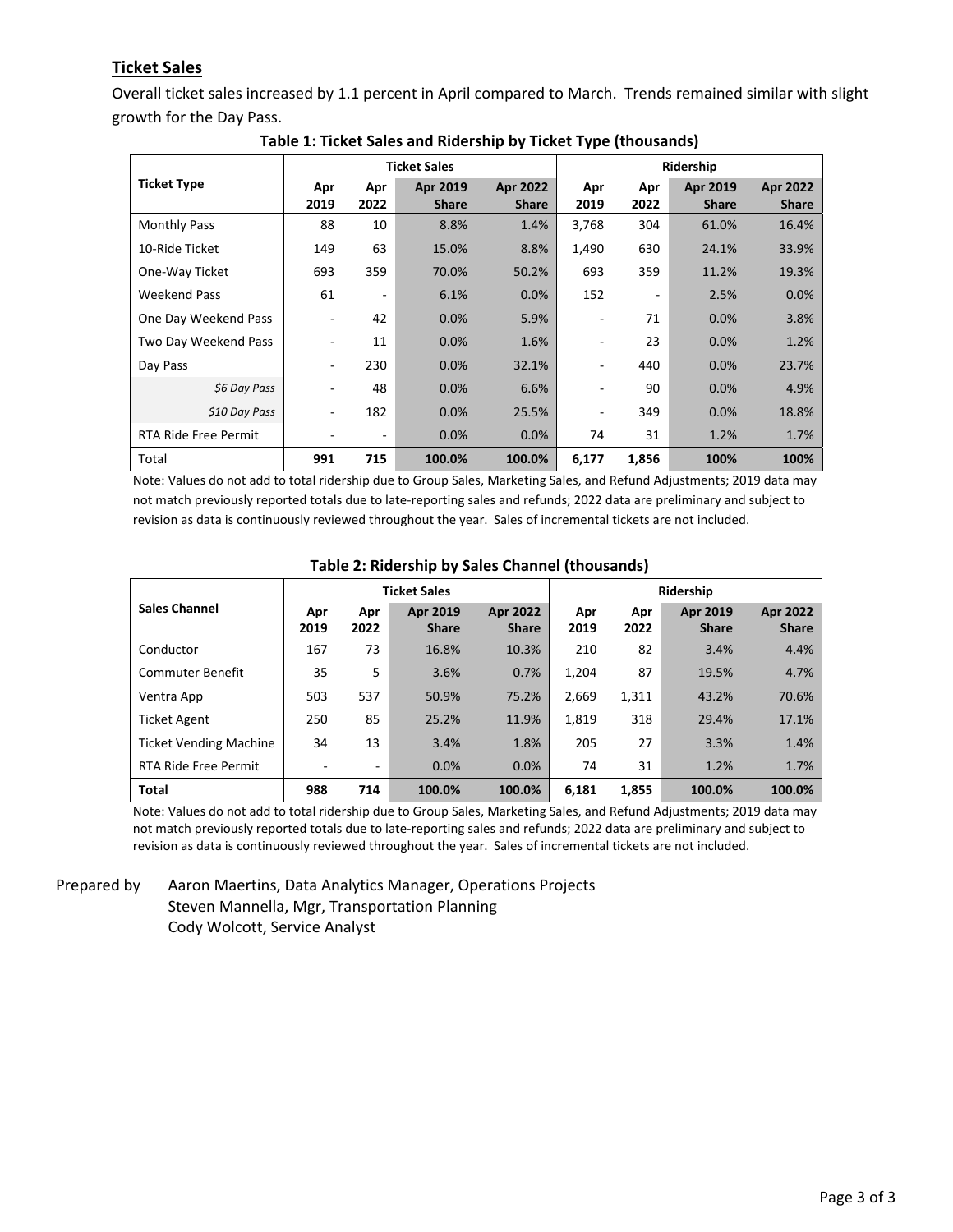## Ticket Sales

Overall ticket sales increased by 1.1 percent in April compared to March. Trends remained similar with slight growth for the Day Pass.

**Table 1: Ticket Sales and Ridership by Ticket Type (thousands)**

| Ticket Type | Ticket Sales | | | | Ridership | | | |
|---|---|---|---|---|---|---|---|---|
| | Apr 2019 | Apr 2022 | Apr 2019 Share | Apr 2022 Share | Apr 2019 | Apr 2022 | Apr 2019 Share | Apr 2022 Share |
| Monthly Pass | 88 | 10 | 8.8% | 1.4% | 3,768 | 304 | 61.0% | 16.4% |
| 10-Ride Ticket | 149 | 63 | 15.0% | 8.8% | 1,490 | 630 | 24.1% | 33.9% |
| One-Way Ticket | 693 | 359 | 70.0% | 50.2% | 693 | 359 | 11.2% | 19.3% |
| Weekend Pass | 61 | - | 6.1% | 0.0% | 152 | - | 2.5% | 0.0% |
| One Day Weekend Pass | - | 42 | 0.0% | 5.9% | - | 71 | 0.0% | 3.8% |
| Two Day Weekend Pass | - | 11 | 0.0% | 1.6% | - | 23 | 0.0% | 1.2% |
| Day Pass | - | 230 | 0.0% | 32.1% | - | 440 | 0.0% | 23.7% |
| *$6 Day Pass* | - | 48 | 0.0% | 6.6% | - | 90 | 0.0% | 4.9% |
| *$10 Day Pass* | - | 182 | 0.0% | 25.5% | - | 349 | 0.0% | 18.8% |
| RTA Ride Free Permit | - | - | 0.0% | 0.0% | 74 | 31 | 1.2% | 1.7% |
| Total | **991** | **715** | **100.0%** | **100.0%** | **6,177** | **1,856** | **100%** | **100%** |

Note: Values do not add to total ridership due to Group Sales, Marketing Sales, and Refund Adjustments; 2019 data may not match previously reported totals due to late-reporting sales and refunds; 2022 data are preliminary and subject to revision as data is continuously reviewed throughout the year. Sales of incremental tickets are not included.

**Table 2: Ridership by Sales Channel (thousands)**

| Sales Channel | Ticket Sales | | | | Ridership | | | |
|---|---|---|---|---|---|---|---|---|
| | Apr 2019 | Apr 2022 | Apr 2019 Share | Apr 2022 Share | Apr 2019 | Apr 2022 | Apr 2019 Share | Apr 2022 Share |
| Conductor | 167 | 73 | 16.8% | 10.3% | 210 | 82 | 3.4% | 4.4% |
| Commuter Benefit | 35 | 5 | 3.6% | 0.7% | 1,204 | 87 | 19.5% | 4.7% |
| Ventra App | 503 | 537 | 50.9% | 75.2% | 2,669 | 1,311 | 43.2% | 70.6% |
| Ticket Agent | 250 | 85 | 25.2% | 11.9% | 1,819 | 318 | 29.4% | 17.1% |
| Ticket Vending Machine | 34 | 13 | 3.4% | 1.8% | 205 | 27 | 3.3% | 1.4% |
| RTA Ride Free Permit | - | - | 0.0% | 0.0% | 74 | 31 | 1.2% | 1.7% |
| **Total** | **988** | **714** | **100.0%** | **100.0%** | **6,181** | **1,855** | **100.0%** | **100.0%** |

Note: Values do not add to total ridership due to Group Sales, Marketing Sales, and Refund Adjustments; 2019 data may not match previously reported totals due to late-reporting sales and refunds; 2022 data are preliminary and subject to revision as data is continuously reviewed throughout the year. Sales of incremental tickets are not included.

Prepared by
Aaron Maertins, Data Analytics Manager, Operations Projects
Steven Mannella, Mgr, Transportation Planning
Cody Wolcott, Service Analyst